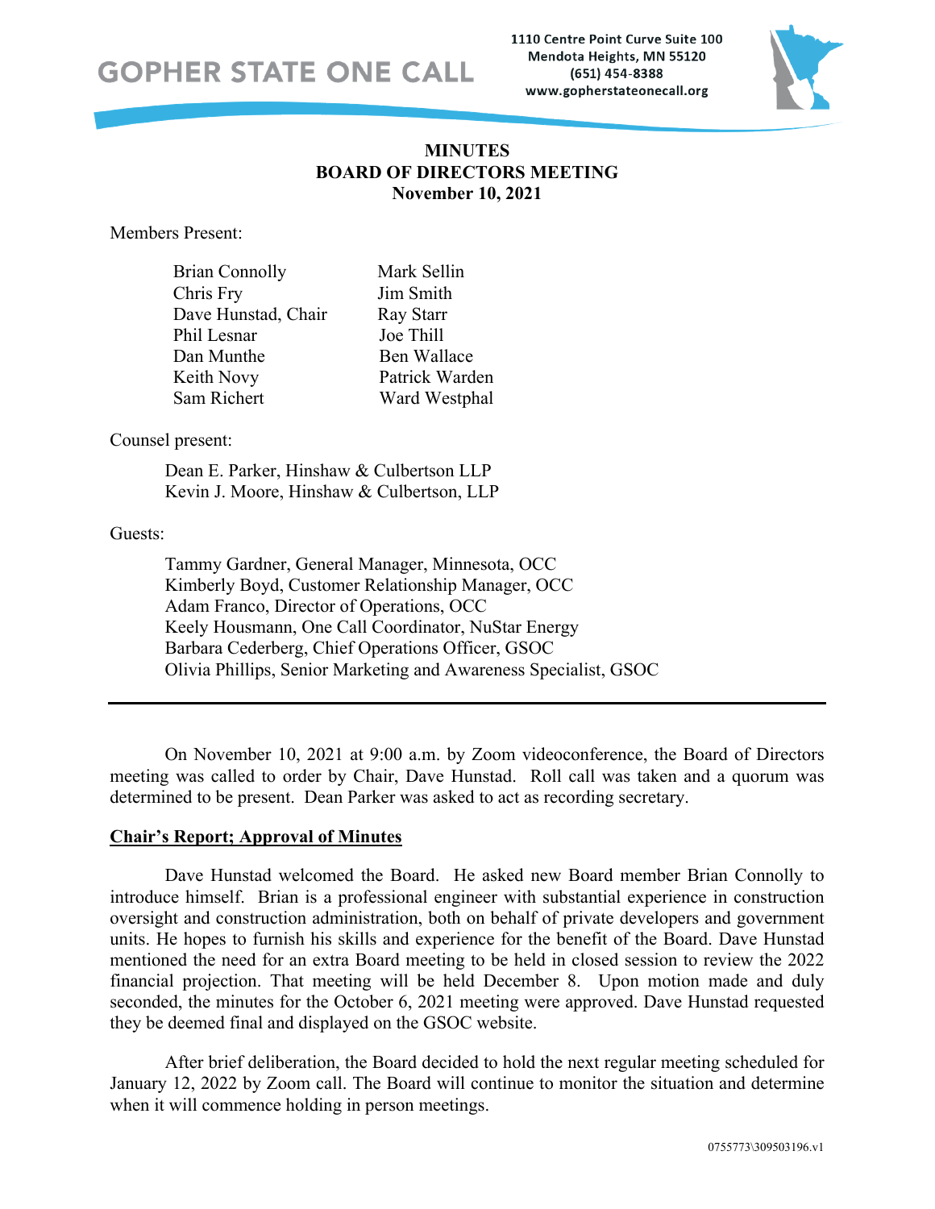GOPHER STATE ONE CALL

1110 Centre Point Curve Suite 100
Mendota Heights, MN 55120
(651) 454-8388
www.gopherstateonecall.org

# MINUTES
# BOARD OF DIRECTORS MEETING
# November 10, 2021

Members Present:

| | |
|---|---|
| Brian Connolly | Mark Sellin |
| Chris Fry | Jim Smith |
| Dave Hunstad, Chair | Ray Starr |
| Phil Lesnar | Joe Thill |
| Dan Munthe | Ben Wallace |
| Keith Novy | Patrick Warden |
| Sam Richert | Ward Westphal |

Counsel present:

Dean E. Parker, Hinshaw & Culbertson LLP
Kevin J. Moore, Hinshaw & Culbertson, LLP

Guests:

Tammy Gardner, General Manager, Minnesota, OCC
Kimberly Boyd, Customer Relationship Manager, OCC
Adam Franco, Director of Operations, OCC
Keely Housmann, One Call Coordinator, NuStar Energy
Barbara Cederberg, Chief Operations Officer, GSOC
Olivia Phillips, Senior Marketing and Awareness Specialist, GSOC

---

On November 10, 2021 at 9:00 a.m. by Zoom videoconference, the Board of Directors meeting was called to order by Chair, Dave Hunstad. Roll call was taken and a quorum was determined to be present. Dean Parker was asked to act as recording secretary.

**Chair's Report; Approval of Minutes**

Dave Hunstad welcomed the Board. He asked new Board member Brian Connolly to introduce himself. Brian is a professional engineer with substantial experience in construction oversight and construction administration, both on behalf of private developers and government units. He hopes to furnish his skills and experience for the benefit of the Board. Dave Hunstad mentioned the need for an extra Board meeting to be held in closed session to review the 2022 financial projection. That meeting will be held December 8. Upon motion made and duly seconded, the minutes for the October 6, 2021 meeting were approved. Dave Hunstad requested they be deemed final and displayed on the GSOC website.

After brief deliberation, the Board decided to hold the next regular meeting scheduled for January 12, 2022 by Zoom call. The Board will continue to monitor the situation and determine when it will commence holding in person meetings.

0755773\309503196.v1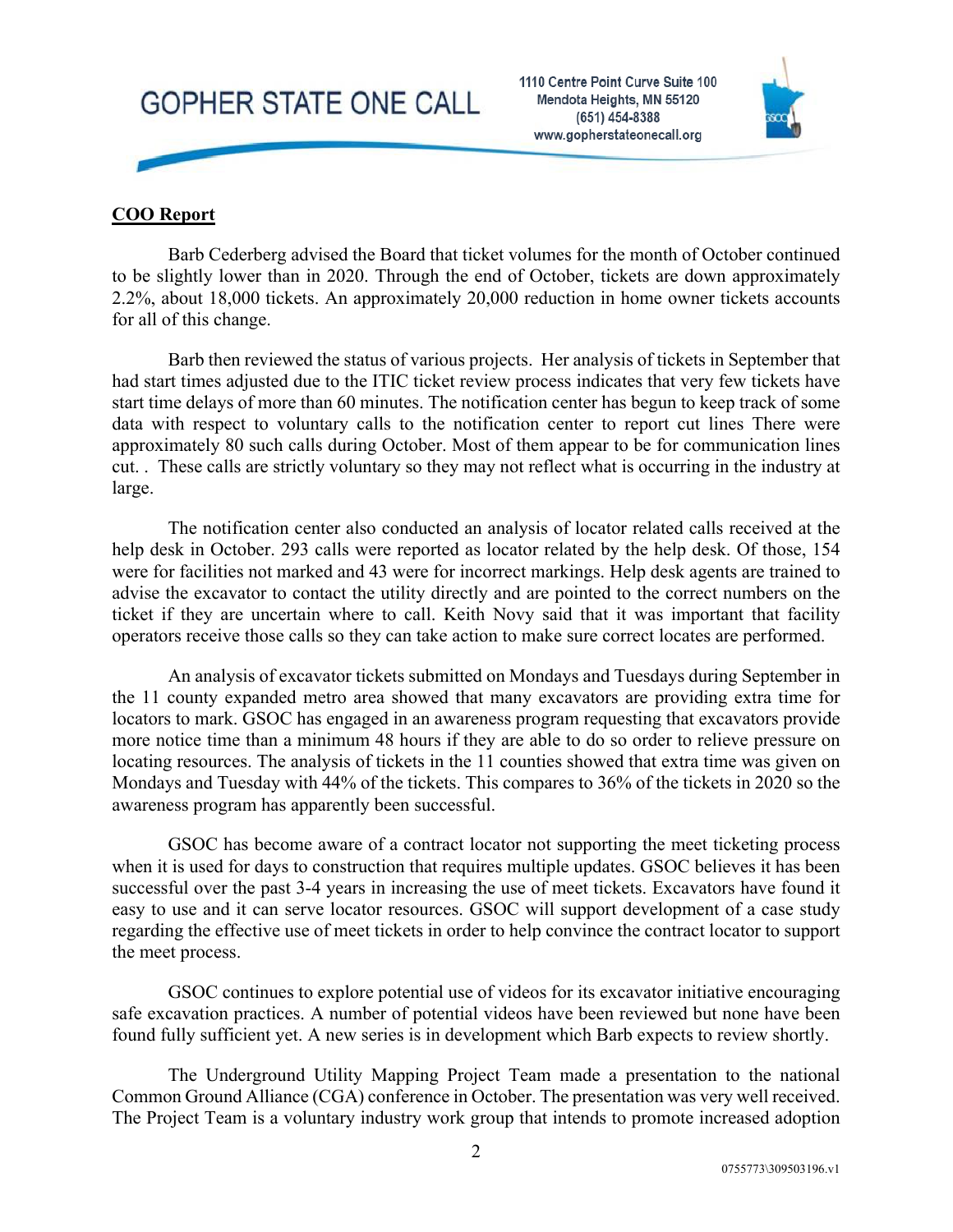**<u>COO Report</u>**

Barb Cederberg advised the Board that ticket volumes for the month of October continued to be slightly lower than in 2020. Through the end of October, tickets are down approximately 2.2%, about 18,000 tickets. An approximately 20,000 reduction in home owner tickets accounts for all of this change.

Barb then reviewed the status of various projects. Her analysis of tickets in September that had start times adjusted due to the ITIC ticket review process indicates that very few tickets have start time delays of more than 60 minutes. The notification center has begun to keep track of some data with respect to voluntary calls to the notification center to report cut lines There were approximately 80 such calls during October. Most of them appear to be for communication lines cut. . These calls are strictly voluntary so they may not reflect what is occurring in the industry at large.

The notification center also conducted an analysis of locator related calls received at the help desk in October. 293 calls were reported as locator related by the help desk. Of those, 154 were for facilities not marked and 43 were for incorrect markings. Help desk agents are trained to advise the excavator to contact the utility directly and are pointed to the correct numbers on the ticket if they are uncertain where to call. Keith Novy said that it was important that facility operators receive those calls so they can take action to make sure correct locates are performed.

An analysis of excavator tickets submitted on Mondays and Tuesdays during September in the 11 county expanded metro area showed that many excavators are providing extra time for locators to mark. GSOC has engaged in an awareness program requesting that excavators provide more notice time than a minimum 48 hours if they are able to do so order to relieve pressure on locating resources. The analysis of tickets in the 11 counties showed that extra time was given on Mondays and Tuesday with 44% of the tickets. This compares to 36% of the tickets in 2020 so the awareness program has apparently been successful.

GSOC has become aware of a contract locator not supporting the meet ticketing process when it is used for days to construction that requires multiple updates. GSOC believes it has been successful over the past 3-4 years in increasing the use of meet tickets. Excavators have found it easy to use and it can serve locator resources. GSOC will support development of a case study regarding the effective use of meet tickets in order to help convince the contract locator to support the meet process.

GSOC continues to explore potential use of videos for its excavator initiative encouraging safe excavation practices. A number of potential videos have been reviewed but none have been found fully sufficient yet. A new series is in development which Barb expects to review shortly.

The Underground Utility Mapping Project Team made a presentation to the national Common Ground Alliance (CGA) conference in October. The presentation was very well received. The Project Team is a voluntary industry work group that intends to promote increased adoption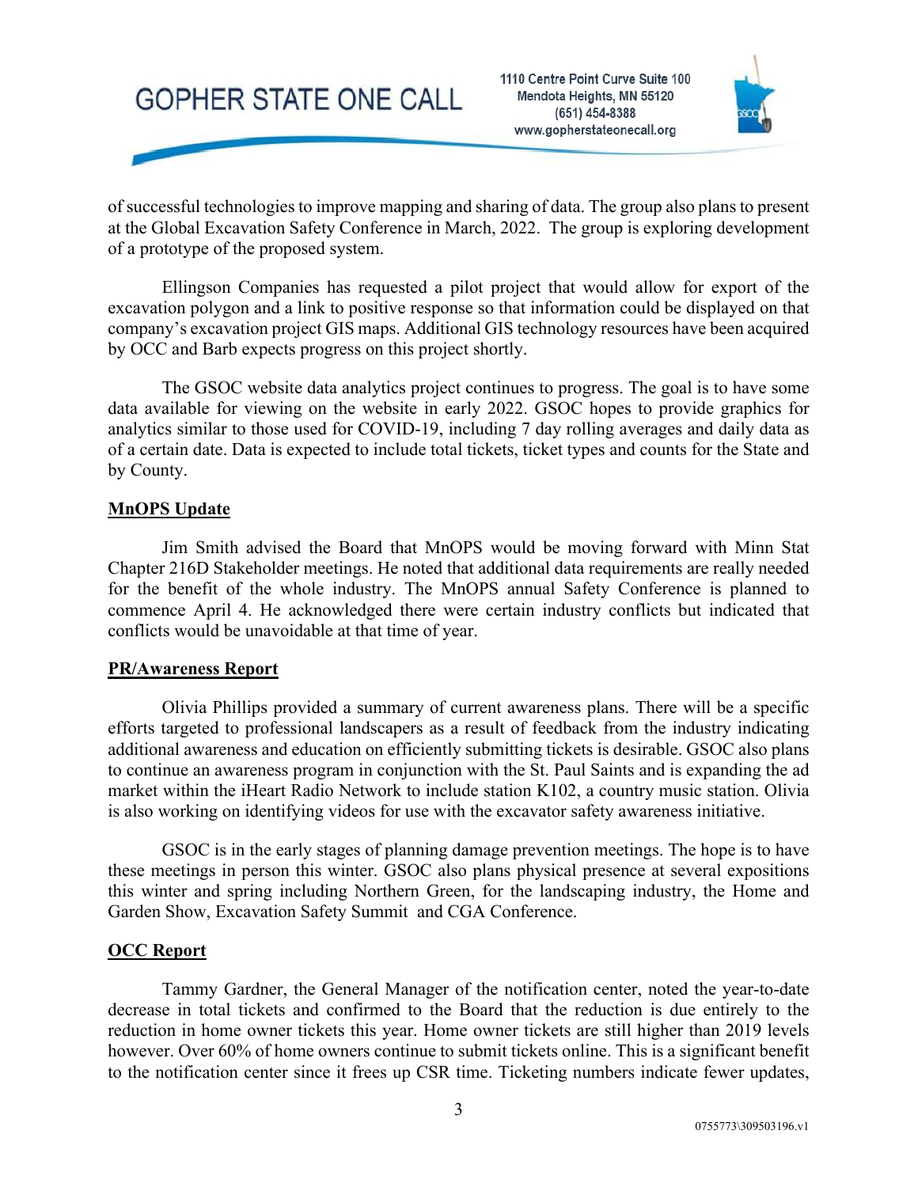of successful technologies to improve mapping and sharing of data. The group also plans to present at the Global Excavation Safety Conference in March, 2022. The group is exploring development of a prototype of the proposed system.

Ellingson Companies has requested a pilot project that would allow for export of the excavation polygon and a link to positive response so that information could be displayed on that company's excavation project GIS maps. Additional GIS technology resources have been acquired by OCC and Barb expects progress on this project shortly.

The GSOC website data analytics project continues to progress. The goal is to have some data available for viewing on the website in early 2022. GSOC hopes to provide graphics for analytics similar to those used for COVID-19, including 7 day rolling averages and daily data as of a certain date. Data is expected to include total tickets, ticket types and counts for the State and by County.

**MnOPS Update**

Jim Smith advised the Board that MnOPS would be moving forward with Minn Stat Chapter 216D Stakeholder meetings. He noted that additional data requirements are really needed for the benefit of the whole industry. The MnOPS annual Safety Conference is planned to commence April 4. He acknowledged there were certain industry conflicts but indicated that conflicts would be unavoidable at that time of year.

**PR/Awareness Report**

Olivia Phillips provided a summary of current awareness plans. There will be a specific efforts targeted to professional landscapers as a result of feedback from the industry indicating additional awareness and education on efficiently submitting tickets is desirable. GSOC also plans to continue an awareness program in conjunction with the St. Paul Saints and is expanding the ad market within the iHeart Radio Network to include station K102, a country music station. Olivia is also working on identifying videos for use with the excavator safety awareness initiative.

GSOC is in the early stages of planning damage prevention meetings. The hope is to have these meetings in person this winter. GSOC also plans physical presence at several expositions this winter and spring including Northern Green, for the landscaping industry, the Home and Garden Show, Excavation Safety Summit and CGA Conference.

**OCC Report**

Tammy Gardner, the General Manager of the notification center, noted the year-to-date decrease in total tickets and confirmed to the Board that the reduction is due entirely to the reduction in home owner tickets this year. Home owner tickets are still higher than 2019 levels however. Over 60% of home owners continue to submit tickets online. This is a significant benefit to the notification center since it frees up CSR time. Ticketing numbers indicate fewer updates,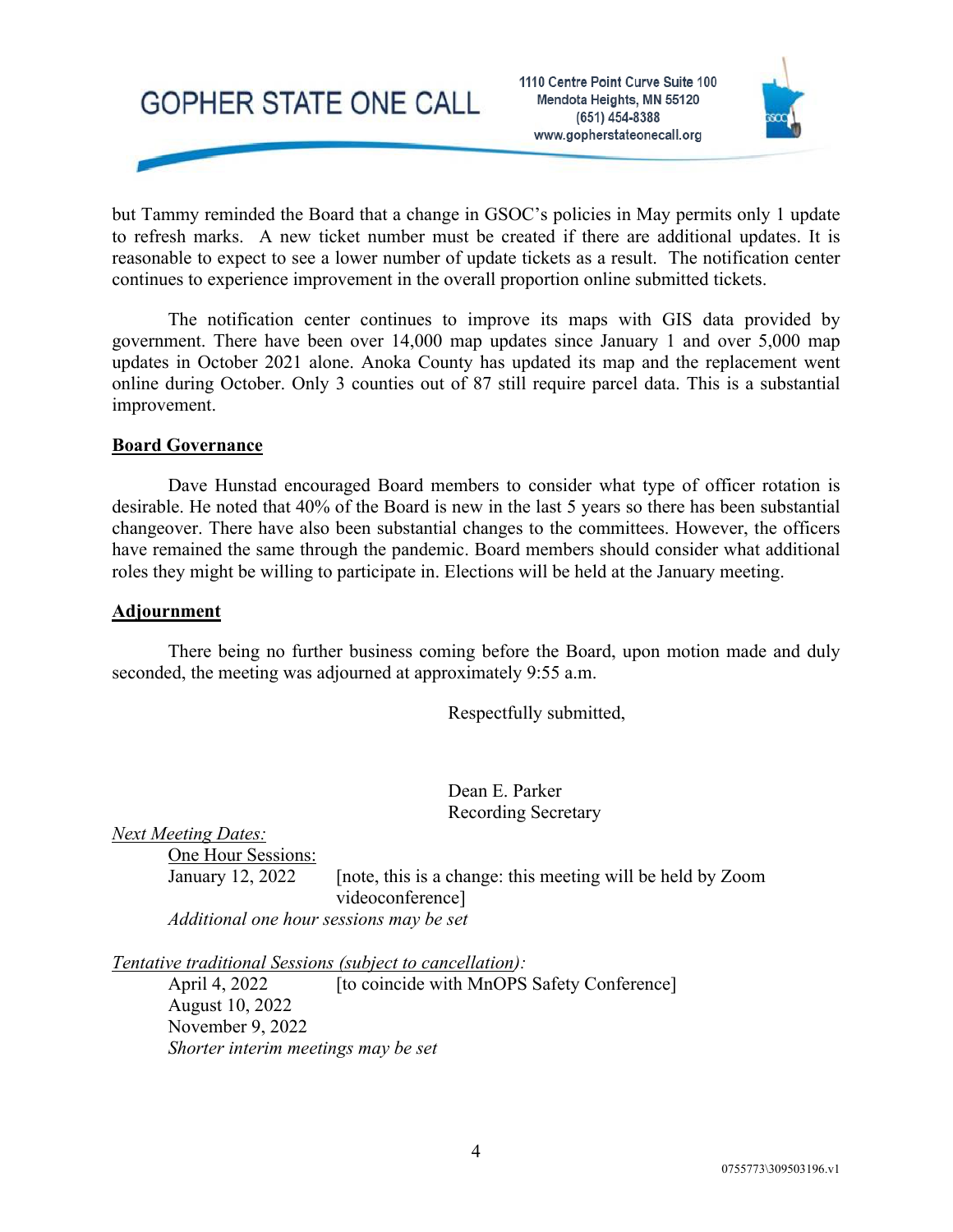but Tammy reminded the Board that a change in GSOC's policies in May permits only 1 update to refresh marks. A new ticket number must be created if there are additional updates. It is reasonable to expect to see a lower number of update tickets as a result. The notification center continues to experience improvement in the overall proportion online submitted tickets.

The notification center continues to improve its maps with GIS data provided by government. There have been over 14,000 map updates since January 1 and over 5,000 map updates in October 2021 alone. Anoka County has updated its map and the replacement went online during October. Only 3 counties out of 87 still require parcel data. This is a substantial improvement.

## Board Governance

Dave Hunstad encouraged Board members to consider what type of officer rotation is desirable. He noted that 40% of the Board is new in the last 5 years so there has been substantial changeover. There have also been substantial changes to the committees. However, the officers have remained the same through the pandemic. Board members should consider what additional roles they might be willing to participate in. Elections will be held at the January meeting.

## Adjournment

There being no further business coming before the Board, upon motion made and duly seconded, the meeting was adjourned at approximately 9:55 a.m.

Respectfully submitted,

Dean E. Parker
Recording Secretary

*Next Meeting Dates:*

One Hour Sessions:

January 12, 2022 [note, this is a change: this meeting will be held by Zoom videoconference]

*Additional one hour sessions may be set*

*Tentative traditional Sessions (subject to cancellation):*

April 4, 2022 [to coincide with MnOPS Safety Conference]
August 10, 2022
November 9, 2022
*Shorter interim meetings may be set*

0755773\309503196.v1